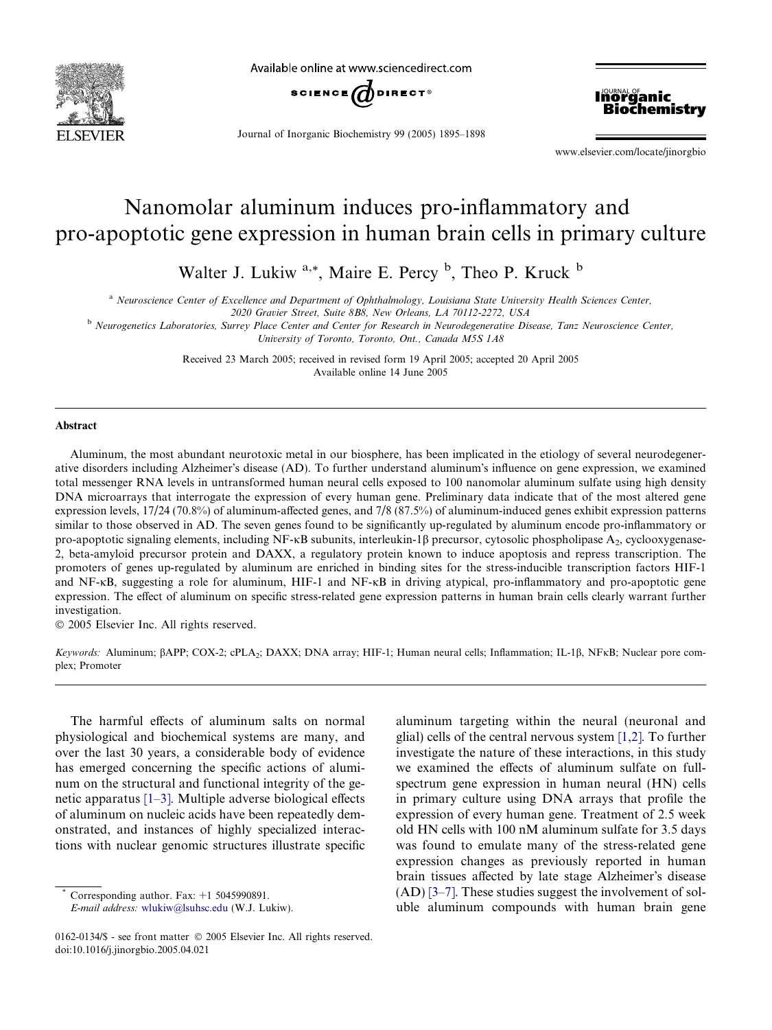# Nanomolar aluminum induces pro-inflammatory and pro-apoptotic gene expression in human brain cells in primary culture

Walter J. Lukiw [a,*], Maire E. Percy [b], Theo P. Kruck [b]

[a] Neuroscience Center of Excellence and Department of Ophthalmology, Louisiana State University Health Sciences Center, 2020 Gravier Street, Suite 8B8, New Orleans, LA 70112-2272, USA

[b] Neurogenetics Laboratories, Surrey Place Center and Center for Research in Neurodegenerative Disease, Tanz Neuroscience Center, University of Toronto, Toronto, Ont., Canada M5S 1A8

Received 23 March 2005; received in revised form 19 April 2005; accepted 20 April 2005
Available online 14 June 2005

## Abstract

Aluminum, the most abundant neurotoxic metal in our biosphere, has been implicated in the etiology of several neurodegenerative disorders including Alzheimer's disease (AD). To further understand aluminum's influence on gene expression, we examined total messenger RNA levels in untransformed human neural cells exposed to 100 nanomolar aluminum sulfate using high density DNA microarrays that interrogate the expression of every human gene. Preliminary data indicate that of the most altered gene expression levels, 17/24 (70.8%) of aluminum-affected genes, and 7/8 (87.5%) of aluminum-induced genes exhibit expression patterns similar to those observed in AD. The seven genes found to be significantly up-regulated by aluminum encode pro-inflammatory or pro-apoptotic signaling elements, including NF-κB subunits, interleukin-1β precursor, cytosolic phospholipase $A_2$, cyclooxygenase-2, beta-amyloid precursor protein and DAXX, a regulatory protein known to induce apoptosis and repress transcription. The promoters of genes up-regulated by aluminum are enriched in binding sites for the stress-inducible transcription factors HIF-1 and NF-κB, suggesting a role for aluminum, HIF-1 and NF-κB in driving atypical, pro-inflammatory and pro-apoptotic gene expression. The effect of aluminum on specific stress-related gene expression patterns in human brain cells clearly warrant further investigation.

© 2005 Elsevier Inc. All rights reserved.

*Keywords:* Aluminum; βAPP; COX-2; $cPLA_2$; DAXX; DNA array; HIF-1; Human neural cells; Inflammation; IL-1β, NFκB; Nuclear pore complex; Promoter

The harmful effects of aluminum salts on normal physiological and biochemical systems are many, and over the last 30 years, a considerable body of evidence has emerged concerning the specific actions of aluminum on the structural and functional integrity of the genetic apparatus [1–3]. Multiple adverse biological effects of aluminum on nucleic acids have been repeatedly demonstrated, and instances of highly specialized interactions with nuclear genomic structures illustrate specific aluminum targeting within the neural (neuronal and glial) cells of the central nervous system [1,2]. To further investigate the nature of these interactions, in this study we examined the effects of aluminum sulfate on full-spectrum gene expression in human neural (HN) cells in primary culture using DNA arrays that profile the expression of every human gene. Treatment of 2.5 week old HN cells with 100 nM aluminum sulfate for 3.5 days was found to emulate many of the stress-related gene expression changes as previously reported in human brain tissues affected by late stage Alzheimer's disease (AD) [3–7]. These studies suggest the involvement of soluble aluminum compounds with human brain gene

\* Corresponding author. Fax: +1 5045990891.
*E-mail address:* wlukiw@lsuhsc.edu (W.J. Lukiw).

0162-0134/$ - see front matter © 2005 Elsevier Inc. All rights reserved.
doi:10.1016/j.jinorgbio.2005.04.021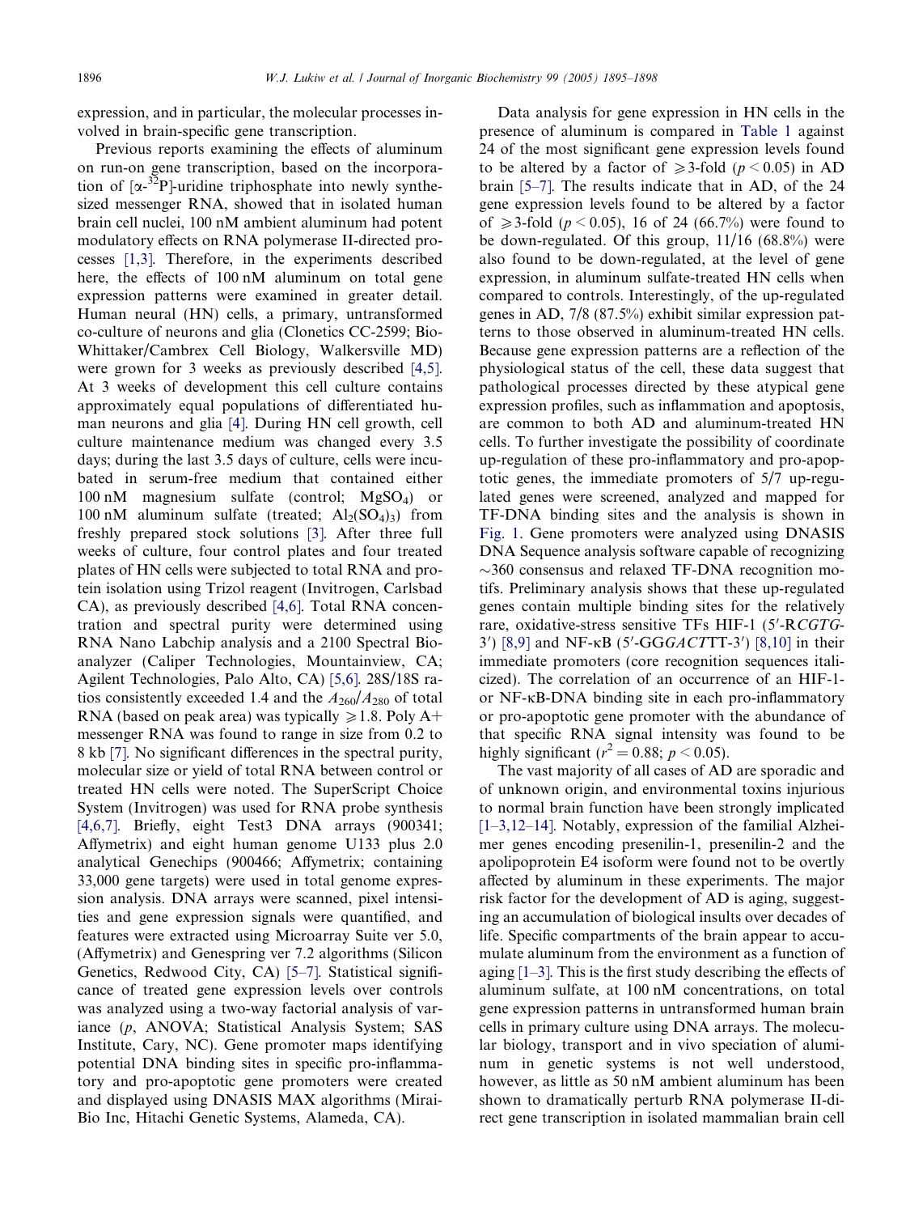expression, and in particular, the molecular processes involved in brain-specific gene transcription.

Previous reports examining the effects of aluminum on run-on gene transcription, based on the incorporation of [$\alpha$-$^{32}$P]-uridine triphosphate into newly synthesized messenger RNA, showed that in isolated human brain cell nuclei, 100 nM ambient aluminum had potent modulatory effects on RNA polymerase II-directed processes [1,3]. Therefore, in the experiments described here, the effects of 100 nM aluminum on total gene expression patterns were examined in greater detail. Human neural (HN) cells, a primary, untransformed co-culture of neurons and glia (Clonetics CC-2599; BioWhittaker/Cambrex Cell Biology, Walkersville MD) were grown for 3 weeks as previously described [4,5]. At 3 weeks of development this cell culture contains approximately equal populations of differentiated human neurons and glia [4]. During HN cell growth, cell culture maintenance medium was changed every 3.5 days; during the last 3.5 days of culture, cells were incubated in serum-free medium that contained either 100 nM magnesium sulfate (control; $MgSO_4$) or 100 nM aluminum sulfate (treated; $Al_2(SO_4)_3$) from freshly prepared stock solutions [3]. After three full weeks of culture, four control plates and four treated plates of HN cells were subjected to total RNA and protein isolation using Trizol reagent (Invitrogen, Carlsbad CA), as previously described [4,6]. Total RNA concentration and spectral purity were determined using RNA Nano Labchip analysis and a 2100 Spectral Bioanalyzer (Caliper Technologies, Mountainview, CA; Agilent Technologies, Palo Alto, CA) [5,6]. 28S/18S ratios consistently exceeded 1.4 and the $A_{260}/A_{280}$ of total RNA (based on peak area) was typically $\geqslant 1.8$. Poly A+ messenger RNA was found to range in size from 0.2 to 8 kb [7]. No significant differences in the spectral purity, molecular size or yield of total RNA between control or treated HN cells were noted. The SuperScript Choice System (Invitrogen) was used for RNA probe synthesis [4,6,7]. Briefly, eight Test3 DNA arrays (900341; Affymetrix) and eight human genome U133 plus 2.0 analytical Genechips (900466; Affymetrix; containing 33,000 gene targets) were used in total genome expression analysis. DNA arrays were scanned, pixel intensities and gene expression signals were quantified, and features were extracted using Microarray Suite ver 5.0, (Affymetrix) and Genespring ver 7.2 algorithms (Silicon Genetics, Redwood City, CA) [5–7]. Statistical significance of treated gene expression levels over controls was analyzed using a two-way factorial analysis of variance ($p$, ANOVA; Statistical Analysis System; SAS Institute, Cary, NC). Gene promoter maps identifying potential DNA binding sites in specific pro-inflammatory and pro-apoptotic gene promoters were created and displayed using DNASIS MAX algorithms (MiraiBio Inc, Hitachi Genetic Systems, Alameda, CA).

Data analysis for gene expression in HN cells in the presence of aluminum is compared in Table 1 against 24 of the most significant gene expression levels found to be altered by a factor of $\geqslant$3-fold ($p < 0.05$) in AD brain [5–7]. The results indicate that in AD, of the 24 gene expression levels found to be altered by a factor of $\geqslant$3-fold ($p < 0.05$), 16 of 24 (66.7%) were found to be down-regulated. Of this group, 11/16 (68.8%) were also found to be down-regulated, at the level of gene expression, in aluminum sulfate-treated HN cells when compared to controls. Interestingly, of the up-regulated genes in AD, 7/8 (87.5%) exhibit similar expression patterns to those observed in aluminum-treated HN cells. Because gene expression patterns are a reflection of the physiological status of the cell, these data suggest that pathological processes directed by these atypical gene expression profiles, such as inflammation and apoptosis, are common to both AD and aluminum-treated HN cells. To further investigate the possibility of coordinate up-regulation of these pro-inflammatory and pro-apoptotic genes, the immediate promoters of 5/7 up-regulated genes were screened, analyzed and mapped for TF-DNA binding sites and the analysis is shown in Fig. 1. Gene promoters were analyzed using DNASIS DNA Sequence analysis software capable of recognizing ~360 consensus and relaxed TF-DNA recognition motifs. Preliminary analysis shows that these up-regulated genes contain multiple binding sites for the relatively rare, oxidative-stress sensitive TFs HIF-1 (5′-R*CGTG*-3′) [8,9] and NF-κB (5′-GG*GACT*TT-3′) [8,10] in their immediate promoters (core recognition sequences italicized). The correlation of an occurrence of an HIF-1- or NF-κB-DNA binding site in each pro-inflammatory or pro-apoptotic gene promoter with the abundance of that specific RNA signal intensity was found to be highly significant ($r^2 = 0.88$; $p < 0.05$).

The vast majority of all cases of AD are sporadic and of unknown origin, and environmental toxins injurious to normal brain function have been strongly implicated [1–3,12–14]. Notably, expression of the familial Alzheimer genes encoding presenilin-1, presenilin-2 and the apolipoprotein E4 isoform were found not to be overtly affected by aluminum in these experiments. The major risk factor for the development of AD is aging, suggesting an accumulation of biological insults over decades of life. Specific compartments of the brain appear to accumulate aluminum from the environment as a function of aging [1–3]. This is the first study describing the effects of aluminum sulfate, at 100 nM concentrations, on total gene expression patterns in untransformed human brain cells in primary culture using DNA arrays. The molecular biology, transport and in vivo speciation of aluminum in genetic systems is not well understood, however, as little as 50 nM ambient aluminum has been shown to dramatically perturb RNA polymerase II-direct gene transcription in isolated mammalian brain cell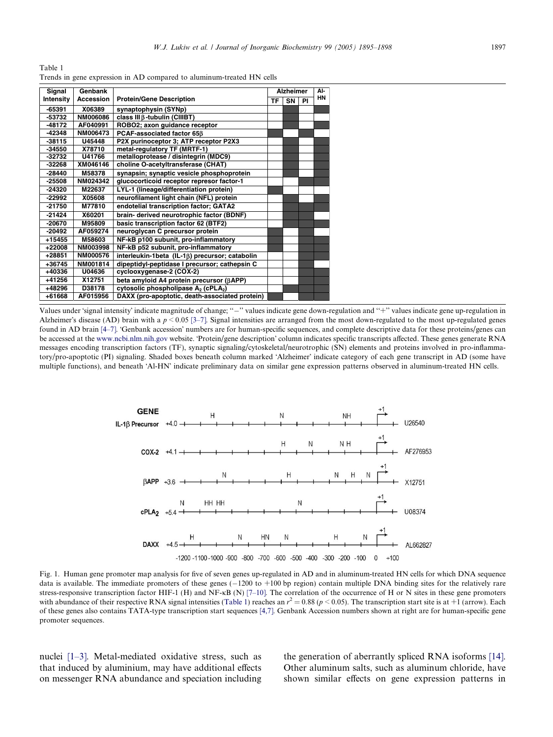Table 1
Trends in gene expression in AD compared to aluminum-treated HN cells

| Signal Intensity | Genbank Accession | Protein/Gene Description | Alzheimer | | | Al-HN |
|---|---|---|---|---|---|---|
| | | | TF | SN | PI | |
| -65391 | X06389 | synaptophysin (SYNp) | | ■ | | ■ |
| -53732 | NM006086 | class III β-tubulin (CIIIBT) | | ■ | | ■ |
| -48172 | AF040991 | ROBO2; axon guidance receptor | | ■ | | ■ |
| -42348 | NM006473 | PCAF-associated factor 65β | ■ | | ■ | |
| -38115 | U45448 | P2X purinoceptor 3; ATP receptor P2X3 | | ■ | | ■ |
| -34550 | X78710 | metal-regulatory TF (MRTF-1) | | ■ | | ■ |
| -32732 | U41766 | metalloprotease / disintegrin (MDC9) | | ■ | | ■ |
| -32268 | XM046146 | choline O-acetyltransferase (CHAT) | | ■ | | ■ |
| -28440 | M58378 | synapsin; synaptic vesicle phosphoprotein | | ■ | | ■ |
| -25508 | NM024342 | glucocorticoid receptor represor factor-1 | | | ■ | ■ |
| -24320 | M22637 | LYL-1 (lineage/differentiation protein) | ■ | | | |
| -22992 | X05608 | neurofilament light chain (NFL) protein | | ■ | | ■ |
| -21750 | M77810 | endotelial transcription factor; GATA2 | | ■ | | ■ |
| -21424 | X60201 | brain- derived neurotrophic factor (BDNF) | | ■ | ■ | |
| -20670 | M95809 | basic transcription factor 62 (BTF2) | | ■ | ■ | ■ |
| -20492 | AF059274 | neuroglycan C precursor protein | ■ | | ■ | |
| +15455 | M58603 | NF-kB p100 subunit, pro-inflammatory | ■ | | ■ | ■ |
| +22008 | NM003998 | NF-kB p52 subunit, pro-inflammatory | ■ | | ■ | ■ |
| +28851 | NM000576 | interleukin-1beta (IL-1β) precursor; catabolin | | | ■ | ■ |
| +36745 | NM001814 | dipeptidyl-peptidase I precursor; cathepsin C | | | ■ | |
| +40336 | U04636 | cyclooxygenase-2 (COX-2) | | | ■ | ■ |
| +41256 | X12751 | beta amyloid A4 protein precursor (βAPP) | | | ■ | ■ |
| +48296 | D38178 | cytosolic phospholipase $A_2$ ($cPLA_2$) | | ■ | ■ | ■ |
| +61668 | AF015956 | DAXX (pro-apoptotic, death-associated protein) | ■ | | ■ | ■ |

Values under 'signal intensity' indicate magnitude of change; "−" values indicate gene down-regulation and "+" values indicate gene up-regulation in Alzheimer's disease (AD) brain with a $p < 0.05$ [3–7]. Signal intensities are arranged from the most down-regulated to the most up-regulated genes found in AD brain [4–7]. 'Genbank accession' numbers are for human-specific sequences, and complete descriptive data for these proteins/genes can be accessed at the www.ncbi.nlm.nih.gov website. 'Protein/gene description' column indicates specific transcripts affected. These genes generate RNA messages encoding transcription factors (TF), synaptic signaling/cytoskeletal/neurotrophic (SN) elements and proteins involved in pro-inflammatory/pro-apoptotic (PI) signaling. Shaded boxes beneath column marked 'Alzheimer' indicate category of each gene transcript in AD (some have multiple functions), and beneath 'Al-HN' indicate preliminary data on similar gene expression patterns observed in aluminum-treated HN cells.

Fig. 1. Human gene promoter map analysis for five of seven genes up-regulated in AD and in aluminum-treated HN cells for which DNA sequence data is available. The immediate promoters of these genes (−1200 to +100 bp region) contain multiple DNA binding sites for the relatively rare stress-responsive transcription factor HIF-1 (H) and NF-κB (N) [7–10]. The correlation of the occurrence of H or N sites in these gene promoters with abundance of their respective RNA signal intensities (Table 1) reaches an $r^2 = 0.88$ ($p < 0.05$). The transcription start site is at +1 (arrow). Each of these genes also contains TATA-type transcription start sequences [4,7]. Genbank Accession numbers shown at right are for human-specific gene promoter sequences.

nuclei [1–3]. Metal-mediated oxidative stress, such as that induced by aluminium, may have additional effects on messenger RNA abundance and speciation including the generation of aberrantly spliced RNA isoforms [14]. Other aluminum salts, such as aluminum chloride, have shown similar effects on gene expression patterns in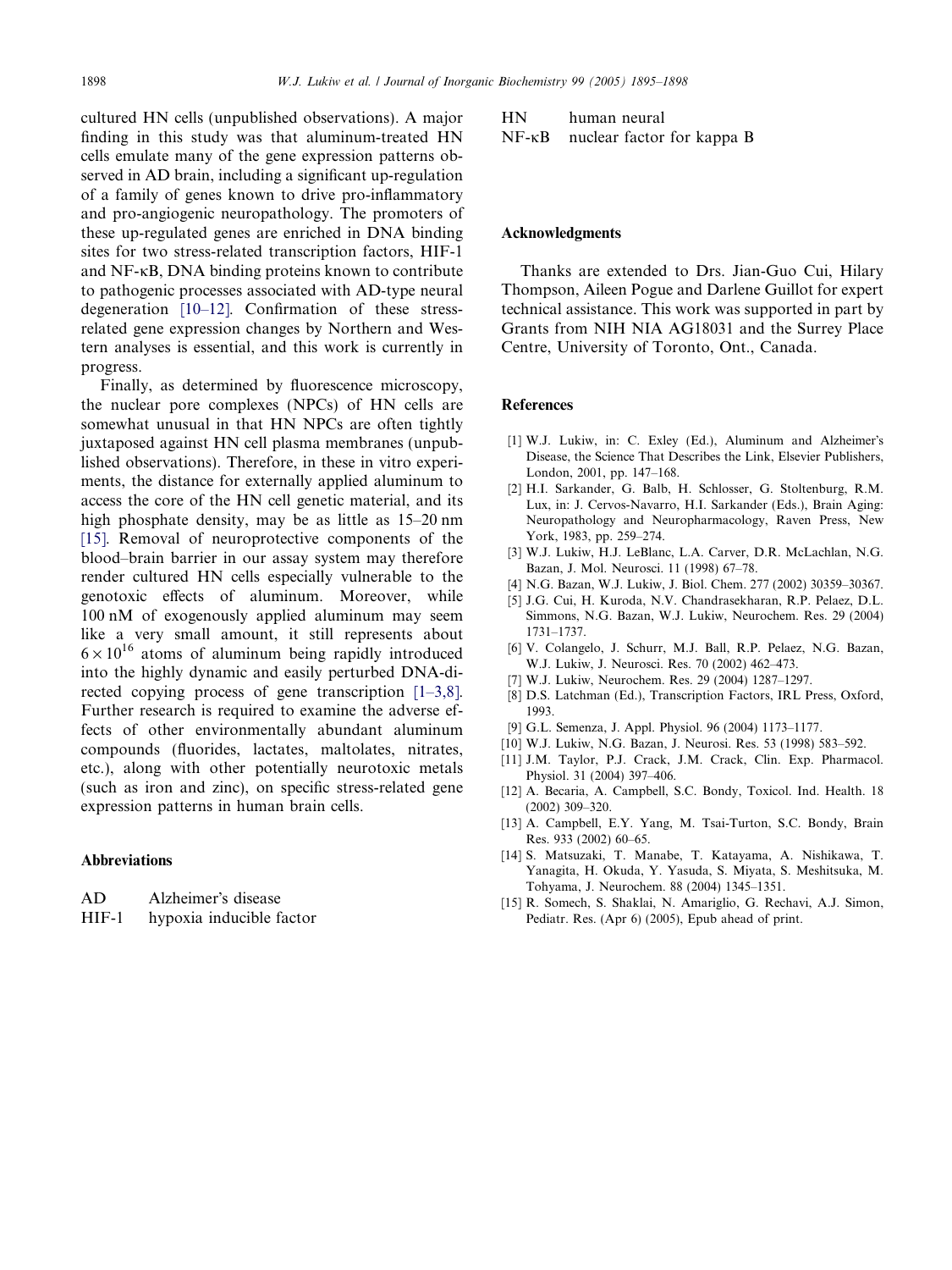cultured HN cells (unpublished observations). A major finding in this study was that aluminum-treated HN cells emulate many of the gene expression patterns observed in AD brain, including a significant up-regulation of a family of genes known to drive pro-inflammatory and pro-angiogenic neuropathology. The promoters of these up-regulated genes are enriched in DNA binding sites for two stress-related transcription factors, HIF-1 and NF-κB, DNA binding proteins known to contribute to pathogenic processes associated with AD-type neural degeneration [10–12]. Confirmation of these stress-related gene expression changes by Northern and Western analyses is essential, and this work is currently in progress.

Finally, as determined by fluorescence microscopy, the nuclear pore complexes (NPCs) of HN cells are somewhat unusual in that HN NPCs are often tightly juxtaposed against HN cell plasma membranes (unpublished observations). Therefore, in these in vitro experiments, the distance for externally applied aluminum to access the core of the HN cell genetic material, and its high phosphate density, may be as little as 15–20 nm [15]. Removal of neuroprotective components of the blood–brain barrier in our assay system may therefore render cultured HN cells especially vulnerable to the genotoxic effects of aluminum. Moreover, while 100 nM of exogenously applied aluminum may seem like a very small amount, it still represents about $6 \times 10^{16}$ atoms of aluminum being rapidly introduced into the highly dynamic and easily perturbed DNA-directed copying process of gene transcription [1–3,8]. Further research is required to examine the adverse effects of other environmentally abundant aluminum compounds (fluorides, lactates, maltolates, nitrates, etc.), along with other potentially neurotoxic metals (such as iron and zinc), on specific stress-related gene expression patterns in human brain cells.

## Abbreviations

| | |
|---|---|
| AD | Alzheimer's disease |
| HIF-1 | hypoxia inducible factor |
| HN | human neural |
| NF-κB | nuclear factor for kappa B |

## Acknowledgments

Thanks are extended to Drs. Jian-Guo Cui, Hilary Thompson, Aileen Pogue and Darlene Guillot for expert technical assistance. This work was supported in part by Grants from NIH NIA AG18031 and the Surrey Place Centre, University of Toronto, Ont., Canada.

## References

[1] W.J. Lukiw, in: C. Exley (Ed.), Aluminum and Alzheimer's Disease, the Science That Describes the Link, Elsevier Publishers, London, 2001, pp. 147–168.

[2] H.I. Sarkander, G. Balb, H. Schlosser, G. Stoltenburg, R.M. Lux, in: J. Cervos-Navarro, H.I. Sarkander (Eds.), Brain Aging: Neuropathology and Neuropharmacology, Raven Press, New York, 1983, pp. 259–274.

[3] W.J. Lukiw, H.J. LeBlanc, L.A. Carver, D.R. McLachlan, N.G. Bazan, J. Mol. Neurosci. 11 (1998) 67–78.

[4] N.G. Bazan, W.J. Lukiw, J. Biol. Chem. 277 (2002) 30359–30367.

[5] J.G. Cui, H. Kuroda, N.V. Chandrasekharan, R.P. Pelaez, D.L. Simmons, N.G. Bazan, W.J. Lukiw, Neurochem. Res. 29 (2004) 1731–1737.

[6] V. Colangelo, J. Schurr, M.J. Ball, R.P. Pelaez, N.G. Bazan, W.J. Lukiw, J. Neurosci. Res. 70 (2002) 462–473.

[7] W.J. Lukiw, Neurochem. Res. 29 (2004) 1287–1297.

[8] D.S. Latchman (Ed.), Transcription Factors, IRL Press, Oxford, 1993.

[9] G.L. Semenza, J. Appl. Physiol. 96 (2004) 1173–1177.

[10] W.J. Lukiw, N.G. Bazan, J. Neurosi. Res. 53 (1998) 583–592.

[11] J.M. Taylor, P.J. Crack, J.M. Crack, Clin. Exp. Pharmacol. Physiol. 31 (2004) 397–406.

[12] A. Becaria, A. Campbell, S.C. Bondy, Toxicol. Ind. Health. 18 (2002) 309–320.

[13] A. Campbell, E.Y. Yang, M. Tsai-Turton, S.C. Bondy, Brain Res. 933 (2002) 60–65.

[14] S. Matsuzaki, T. Manabe, T. Katayama, A. Nishikawa, T. Yanagita, H. Okuda, Y. Yasuda, S. Miyata, S. Meshitsuka, M. Tohyama, J. Neurochem. 88 (2004) 1345–1351.

[15] R. Somech, S. Shaklai, N. Amariglio, G. Rechavi, A.J. Simon, Pediatr. Res. (Apr 6) (2005), Epub ahead of print.